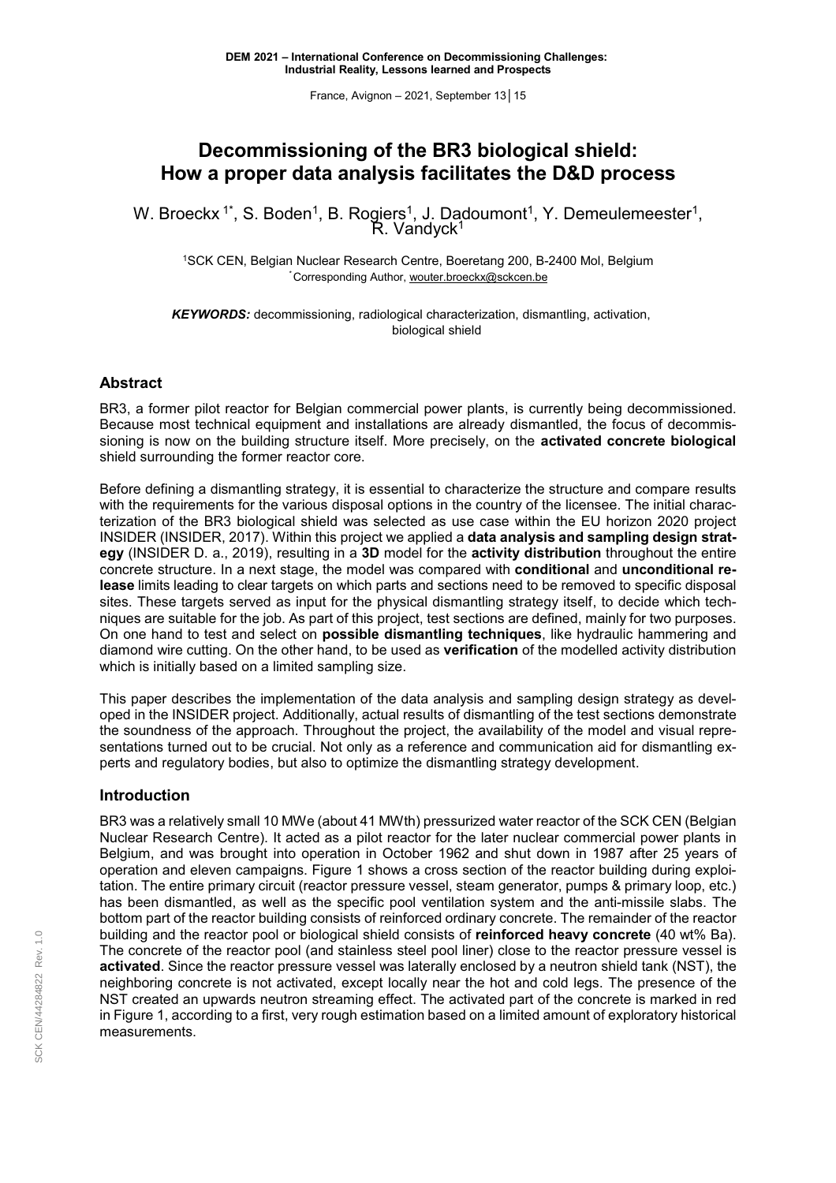# Decommissioning of the BR3 biological shield: How a proper data analysis facilitates the D&D process

W. Broeckx [1*], S. Boden[1], B. Rogiers[1], J. Dadoumont[1], Y. Demeulemeester[1], R. Vandyck[1]

[1]SCK CEN, Belgian Nuclear Research Centre, Boeretang 200, B-2400 Mol, Belgium
[*]Corresponding Author, wouter.broeckx@sckcen.be

***KEYWORDS:*** decommissioning, radiological characterization, dismantling, activation, biological shield

## Abstract

BR3, a former pilot reactor for Belgian commercial power plants, is currently being decommissioned. Because most technical equipment and installations are already dismantled, the focus of decommissioning is now on the building structure itself. More precisely, on the **activated concrete biological** shield surrounding the former reactor core.

Before defining a dismantling strategy, it is essential to characterize the structure and compare results with the requirements for the various disposal options in the country of the licensee. The initial characterization of the BR3 biological shield was selected as use case within the EU horizon 2020 project INSIDER (INSIDER, 2017). Within this project we applied a **data analysis and sampling design strategy** (INSIDER D. a., 2019), resulting in a **3D** model for the **activity distribution** throughout the entire concrete structure. In a next stage, the model was compared with **conditional** and **unconditional release** limits leading to clear targets on which parts and sections need to be removed to specific disposal sites. These targets served as input for the physical dismantling strategy itself, to decide which techniques are suitable for the job. As part of this project, test sections are defined, mainly for two purposes. On one hand to test and select on **possible dismantling techniques**, like hydraulic hammering and diamond wire cutting. On the other hand, to be used as **verification** of the modelled activity distribution which is initially based on a limited sampling size.

This paper describes the implementation of the data analysis and sampling design strategy as developed in the INSIDER project. Additionally, actual results of dismantling of the test sections demonstrate the soundness of the approach. Throughout the project, the availability of the model and visual representations turned out to be crucial. Not only as a reference and communication aid for dismantling experts and regulatory bodies, but also to optimize the dismantling strategy development.

## Introduction

BR3 was a relatively small 10 MWe (about 41 MWth) pressurized water reactor of the SCK CEN (Belgian Nuclear Research Centre). It acted as a pilot reactor for the later nuclear commercial power plants in Belgium, and was brought into operation in October 1962 and shut down in 1987 after 25 years of operation and eleven campaigns. Figure 1 shows a cross section of the reactor building during exploitation. The entire primary circuit (reactor pressure vessel, steam generator, pumps & primary loop, etc.) has been dismantled, as well as the specific pool ventilation system and the anti-missile slabs. The bottom part of the reactor building consists of reinforced ordinary concrete. The remainder of the reactor building and the reactor pool or biological shield consists of **reinforced heavy concrete** (40 wt% Ba). The concrete of the reactor pool (and stainless steel pool liner) close to the reactor pressure vessel is **activated**. Since the reactor pressure vessel was laterally enclosed by a neutron shield tank (NST), the neighboring concrete is not activated, except locally near the hot and cold legs. The presence of the NST created an upwards neutron streaming effect. The activated part of the concrete is marked in red in Figure 1, according to a first, very rough estimation based on a limited amount of exploratory historical measurements.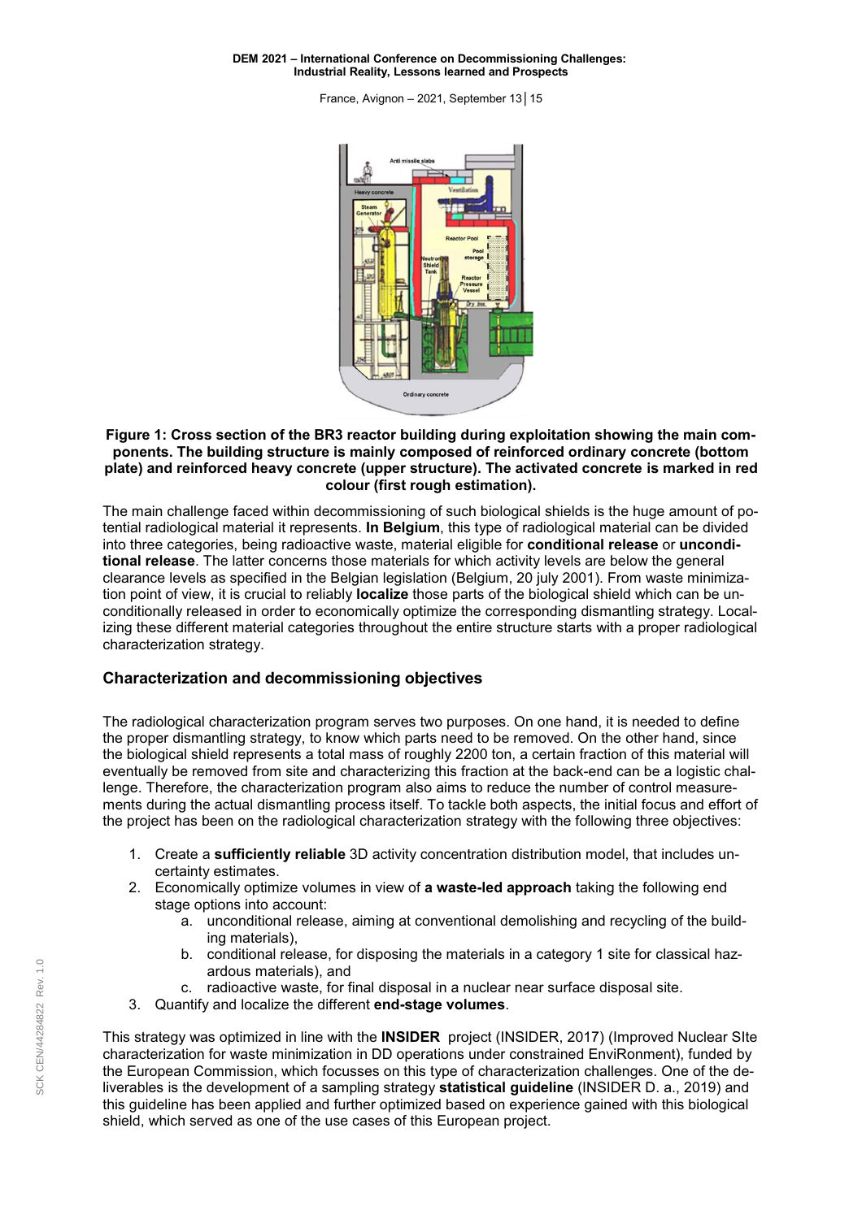**Figure 1: Cross section of the BR3 reactor building during exploitation showing the main components. The building structure is mainly composed of reinforced ordinary concrete (bottom plate) and reinforced heavy concrete (upper structure). The activated concrete is marked in red colour (first rough estimation).**

The main challenge faced within decommissioning of such biological shields is the huge amount of potential radiological material it represents. **In Belgium**, this type of radiological material can be divided into three categories, being radioactive waste, material eligible for **conditional release** or **unconditional release**. The latter concerns those materials for which activity levels are below the general clearance levels as specified in the Belgian legislation (Belgium, 20 july 2001). From waste minimization point of view, it is crucial to reliably **localize** those parts of the biological shield which can be unconditionally released in order to economically optimize the corresponding dismantling strategy. Localizing these different material categories throughout the entire structure starts with a proper radiological characterization strategy.

## Characterization and decommissioning objectives

The radiological characterization program serves two purposes. On one hand, it is needed to define the proper dismantling strategy, to know which parts need to be removed. On the other hand, since the biological shield represents a total mass of roughly 2200 ton, a certain fraction of this material will eventually be removed from site and characterizing this fraction at the back-end can be a logistic challenge. Therefore, the characterization program also aims to reduce the number of control measurements during the actual dismantling process itself. To tackle both aspects, the initial focus and effort of the project has been on the radiological characterization strategy with the following three objectives:

1. Create a **sufficiently reliable** 3D activity concentration distribution model, that includes uncertainty estimates.
2. Economically optimize volumes in view of **a waste-led approach** taking the following end stage options into account:
   a. unconditional release, aiming at conventional demolishing and recycling of the building materials),
   b. conditional release, for disposing the materials in a category 1 site for classical hazardous materials), and
   c. radioactive waste, for final disposal in a nuclear near surface disposal site.
3. Quantify and localize the different **end-stage volumes**.

This strategy was optimized in line with the **INSIDER** project (INSIDER, 2017) (Improved Nuclear SIte characterization for waste minimization in DD operations under constrained EnviRonment), funded by the European Commission, which focusses on this type of characterization challenges. One of the deliverables is the development of a sampling strategy **statistical guideline** (INSIDER D. a., 2019) and this guideline has been applied and further optimized based on experience gained with this biological shield, which served as one of the use cases of this European project.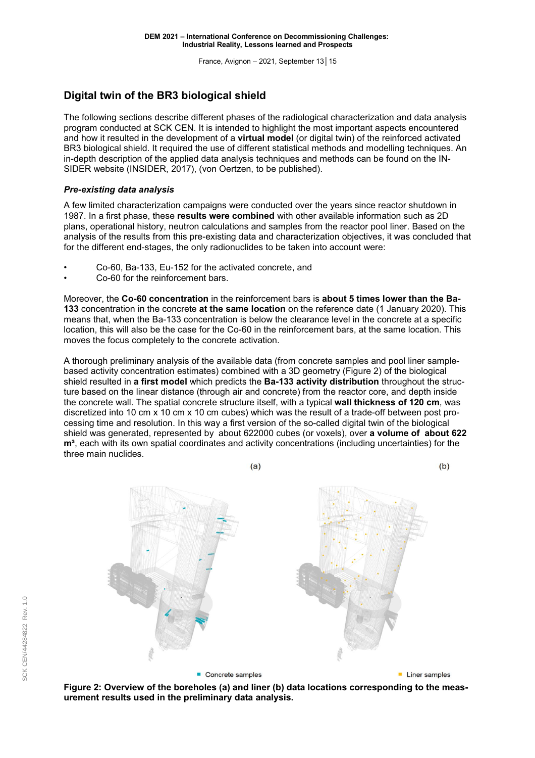## Digital twin of the BR3 biological shield

The following sections describe different phases of the radiological characterization and data analysis program conducted at SCK CEN. It is intended to highlight the most important aspects encountered and how it resulted in the development of a **virtual model** (or digital twin) of the reinforced activated BR3 biological shield. It required the use of different statistical methods and modelling techniques. An in-depth description of the applied data analysis techniques and methods can be found on the IN-SIDER website (INSIDER, 2017), (von Oertzen, to be published).

### *Pre-existing data analysis*

A few limited characterization campaigns were conducted over the years since reactor shutdown in 1987. In a first phase, these **results were combined** with other available information such as 2D plans, operational history, neutron calculations and samples from the reactor pool liner. Based on the analysis of the results from this pre-existing data and characterization objectives, it was concluded that for the different end-stages, the only radionuclides to be taken into account were:

- Co-60, Ba-133, Eu-152 for the activated concrete, and
- Co-60 for the reinforcement bars.

Moreover, the **Co-60 concentration** in the reinforcement bars is **about 5 times lower than the Ba-133** concentration in the concrete **at the same location** on the reference date (1 January 2020). This means that, when the Ba-133 concentration is below the clearance level in the concrete at a specific location, this will also be the case for the Co-60 in the reinforcement bars, at the same location. This moves the focus completely to the concrete activation.

A thorough preliminary analysis of the available data (from concrete samples and pool liner sample-based activity concentration estimates) combined with a 3D geometry (Figure 2) of the biological shield resulted in **a first model** which predicts the **Ba-133 activity distribution** throughout the structure based on the linear distance (through air and concrete) from the reactor core, and depth inside the concrete wall. The spatial concrete structure itself, with a typical **wall thickness of 120 cm**, was discretized into 10 cm x 10 cm x 10 cm cubes) which was the result of a trade-off between post processing time and resolution. In this way a first version of the so-called digital twin of the biological shield was generated, represented by about 622000 cubes (or voxels), over **a volume of about 622 m³**, each with its own spatial coordinates and activity concentrations (including uncertainties) for the three main nuclides.

(a) (b)

Concrete samples Liner samples

**Figure 2: Overview of the boreholes (a) and liner (b) data locations corresponding to the measurement results used in the preliminary data analysis.**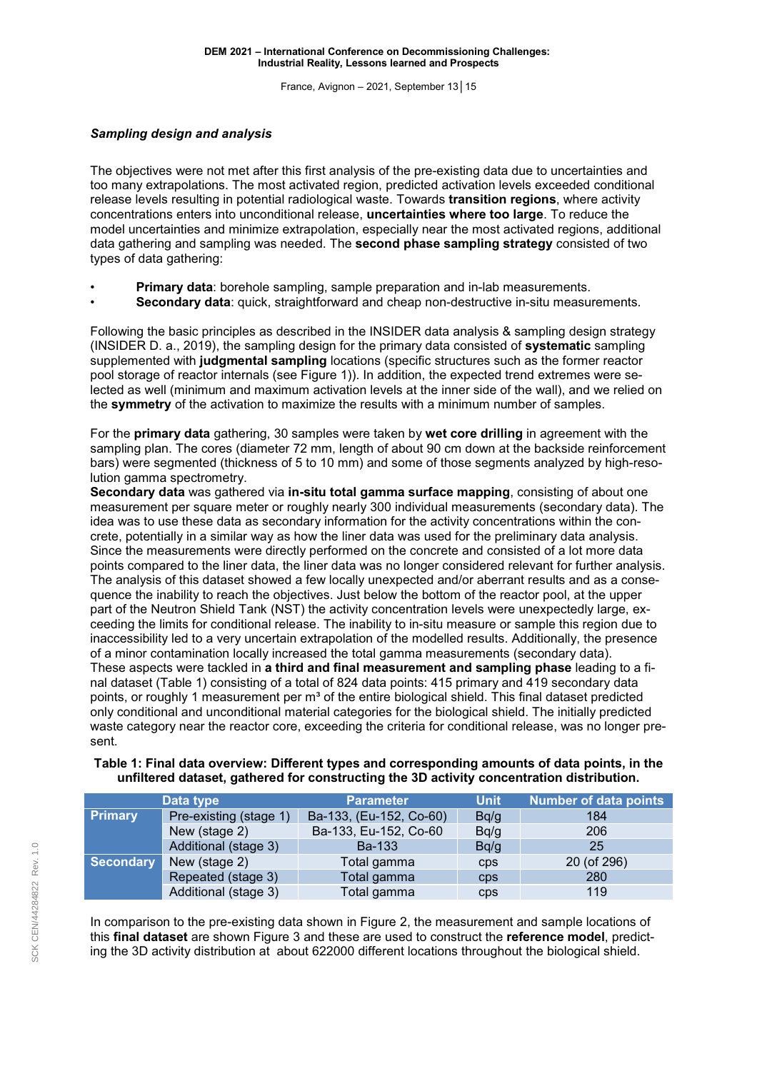### *Sampling design and analysis*

The objectives were not met after this first analysis of the pre-existing data due to uncertainties and too many extrapolations. The most activated region, predicted activation levels exceeded conditional release levels resulting in potential radiological waste. Towards **transition regions**, where activity concentrations enters into unconditional release, **uncertainties where too large**. To reduce the model uncertainties and minimize extrapolation, especially near the most activated regions, additional data gathering and sampling was needed. The **second phase sampling strategy** consisted of two types of data gathering:

- **Primary data**: borehole sampling, sample preparation and in-lab measurements.
- **Secondary data**: quick, straightforward and cheap non-destructive in-situ measurements.

Following the basic principles as described in the INSIDER data analysis & sampling design strategy (INSIDER D. a., 2019), the sampling design for the primary data consisted of **systematic** sampling supplemented with **judgmental sampling** locations (specific structures such as the former reactor pool storage of reactor internals (see Figure 1)). In addition, the expected trend extremes were selected as well (minimum and maximum activation levels at the inner side of the wall), and we relied on the **symmetry** of the activation to maximize the results with a minimum number of samples.

For the **primary data** gathering, 30 samples were taken by **wet core drilling** in agreement with the sampling plan. The cores (diameter 72 mm, length of about 90 cm down at the backside reinforcement bars) were segmented (thickness of 5 to 10 mm) and some of those segments analyzed by high-resolution gamma spectrometry.
**Secondary data** was gathered via **in-situ total gamma surface mapping**, consisting of about one measurement per square meter or roughly nearly 300 individual measurements (secondary data). The idea was to use these data as secondary information for the activity concentrations within the concrete, potentially in a similar way as how the liner data was used for the preliminary data analysis. Since the measurements were directly performed on the concrete and consisted of a lot more data points compared to the liner data, the liner data was no longer considered relevant for further analysis. The analysis of this dataset showed a few locally unexpected and/or aberrant results and as a consequence the inability to reach the objectives. Just below the bottom of the reactor pool, at the upper part of the Neutron Shield Tank (NST) the activity concentration levels were unexpectedly large, exceeding the limits for conditional release. The inability to in-situ measure or sample this region due to inaccessibility led to a very uncertain extrapolation of the modelled results. Additionally, the presence of a minor contamination locally increased the total gamma measurements (secondary data).
These aspects were tackled in **a third and final measurement and sampling phase** leading to a final dataset (Table 1) consisting of a total of 824 data points: 415 primary and 419 secondary data points, or roughly 1 measurement per m³ of the entire biological shield. This final dataset predicted only conditional and unconditional material categories for the biological shield. The initially predicted waste category near the reactor core, exceeding the criteria for conditional release, was no longer present.

**Table 1: Final data overview: Different types and corresponding amounts of data points, in the unfiltered dataset, gathered for constructing the 3D activity concentration distribution.**

| Data type | | Parameter | Unit | Number of data points |
|---|---|---|---|---|
| Primary | Pre-existing (stage 1) | Ba-133, (Eu-152, Co-60) | Bq/g | 184 |
| | New (stage 2) | Ba-133, Eu-152, Co-60 | Bq/g | 206 |
| | Additional (stage 3) | Ba-133 | Bq/g | 25 |
| Secondary | New (stage 2) | Total gamma | cps | 20 (of 296) |
| | Repeated (stage 3) | Total gamma | cps | 280 |
| | Additional (stage 3) | Total gamma | cps | 119 |

In comparison to the pre-existing data shown in Figure 2, the measurement and sample locations of this **final dataset** are shown Figure 3 and these are used to construct the **reference model**, predicting the 3D activity distribution at about 622000 different locations throughout the biological shield.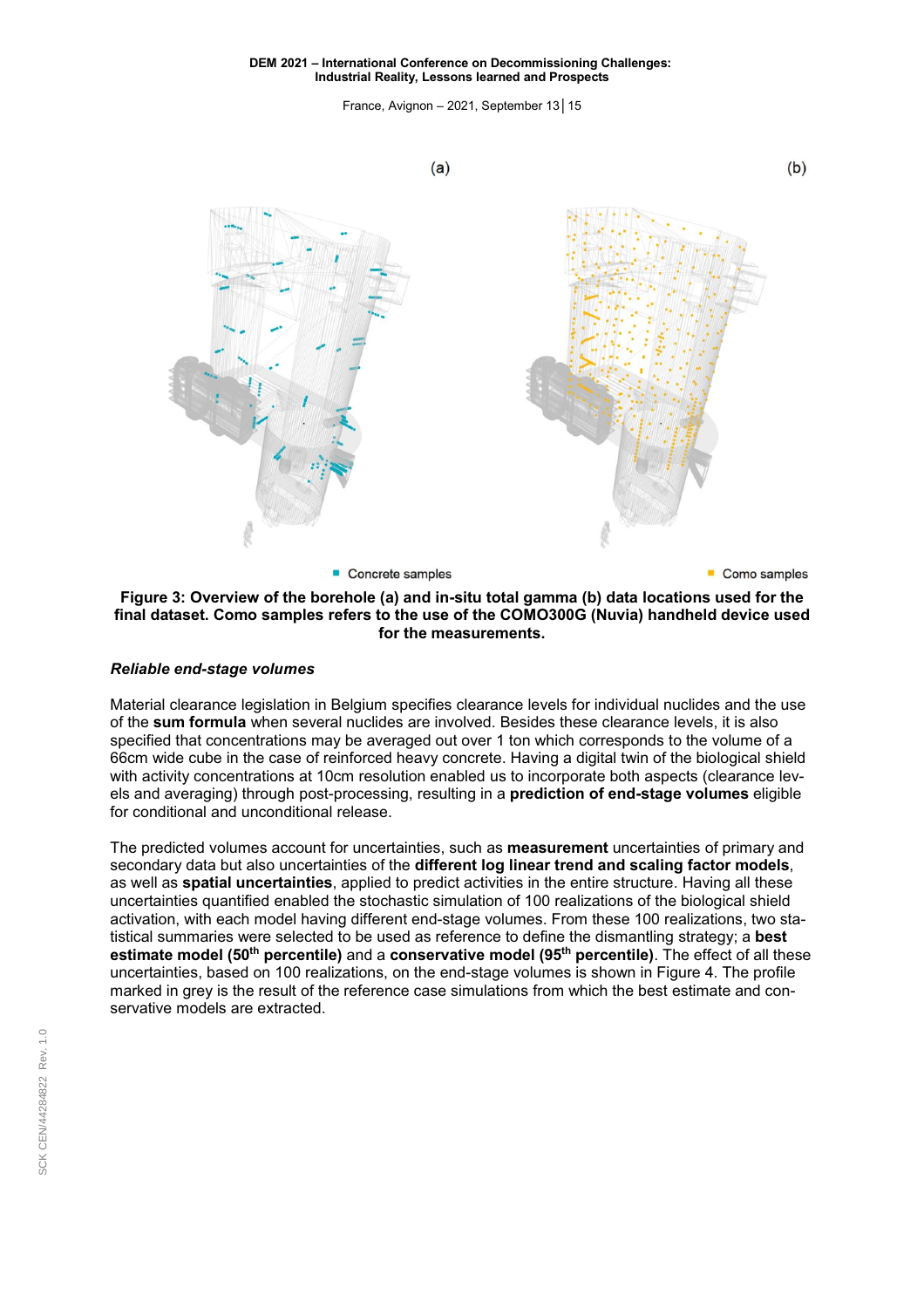(a) (b)

Concrete samples Como samples

**Figure 3: Overview of the borehole (a) and in-situ total gamma (b) data locations used for the final dataset. Como samples refers to the use of the COMO300G (Nuvia) handheld device used for the measurements.**

### *Reliable end-stage volumes*

Material clearance legislation in Belgium specifies clearance levels for individual nuclides and the use of the **sum formula** when several nuclides are involved. Besides these clearance levels, it is also specified that concentrations may be averaged out over 1 ton which corresponds to the volume of a 66cm wide cube in the case of reinforced heavy concrete. Having a digital twin of the biological shield with activity concentrations at 10cm resolution enabled us to incorporate both aspects (clearance levels and averaging) through post-processing, resulting in a **prediction of end-stage volumes** eligible for conditional and unconditional release.

The predicted volumes account for uncertainties, such as **measurement** uncertainties of primary and secondary data but also uncertainties of the **different log linear trend and scaling factor models**, as well as **spatial uncertainties**, applied to predict activities in the entire structure. Having all these uncertainties quantified enabled the stochastic simulation of 100 realizations of the biological shield activation, with each model having different end-stage volumes. From these 100 realizations, two statistical summaries were selected to be used as reference to define the dismantling strategy; a **best estimate model (50th percentile)** and a **conservative model (95th percentile)**. The effect of all these uncertainties, based on 100 realizations, on the end-stage volumes is shown in Figure 4. The profile marked in grey is the result of the reference case simulations from which the best estimate and conservative models are extracted.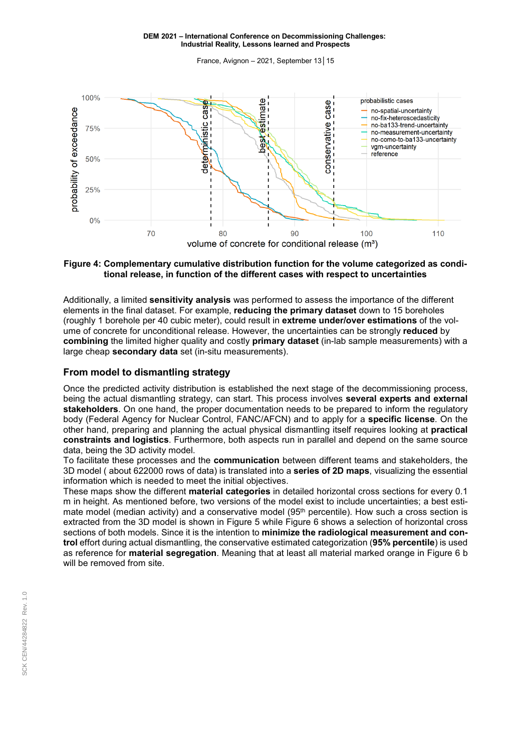**Figure 4: Complementary cumulative distribution function for the volume categorized as conditional release, in function of the different cases with respect to uncertainties**

Additionally, a limited **sensitivity analysis** was performed to assess the importance of the different elements in the final dataset. For example, **reducing the primary dataset** down to 15 boreholes (roughly 1 borehole per 40 cubic meter), could result in **extreme under/over estimations** of the volume of concrete for unconditional release. However, the uncertainties can be strongly **reduced** by **combining** the limited higher quality and costly **primary dataset** (in-lab sample measurements) with a large cheap **secondary data** set (in-situ measurements).

## From model to dismantling strategy

Once the predicted activity distribution is established the next stage of the decommissioning process, being the actual dismantling strategy, can start. This process involves **several experts and external stakeholders**. On one hand, the proper documentation needs to be prepared to inform the regulatory body (Federal Agency for Nuclear Control, FANC/AFCN) and to apply for a **specific license**. On the other hand, preparing and planning the actual physical dismantling itself requires looking at **practical constraints and logistics**. Furthermore, both aspects run in parallel and depend on the same source data, being the 3D activity model.

To facilitate these processes and the **communication** between different teams and stakeholders, the 3D model ( about 622000 rows of data) is translated into a **series of 2D maps**, visualizing the essential information which is needed to meet the initial objectives.

These maps show the different **material categories** in detailed horizontal cross sections for every 0.1 m in height. As mentioned before, two versions of the model exist to include uncertainties; a best estimate model (median activity) and a conservative model (95th percentile). How such a cross section is extracted from the 3D model is shown in Figure 5 while Figure 6 shows a selection of horizontal cross sections of both models. Since it is the intention to **minimize the radiological measurement and control** effort during actual dismantling, the conservative estimated categorization (**95% percentile**) is used as reference for **material segregation**. Meaning that at least all material marked orange in Figure 6 b will be removed from site.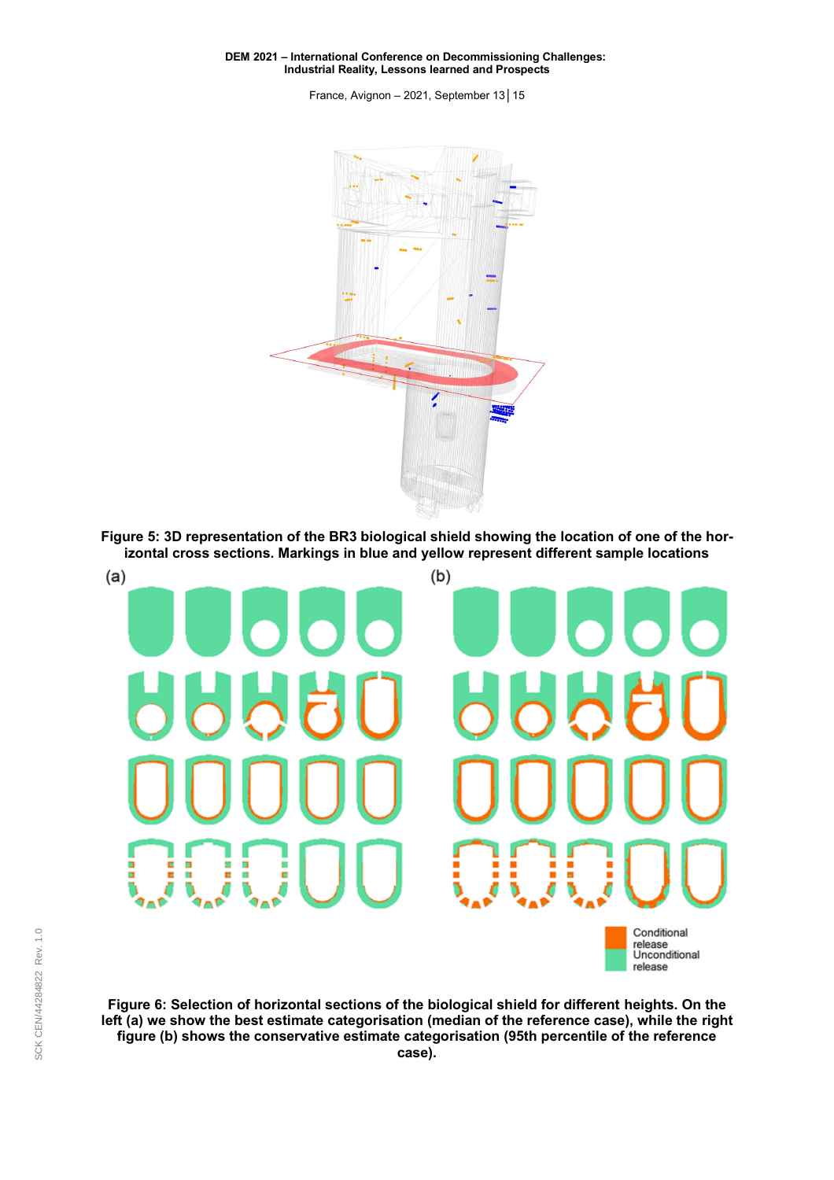**Figure 5: 3D representation of the BR3 biological shield showing the location of one of the horizontal cross sections. Markings in blue and yellow represent different sample locations**

(a) (b)

Conditional release
Unconditional release

**Figure 6: Selection of horizontal sections of the biological shield for different heights. On the left (a) we show the best estimate categorisation (median of the reference case), while the right figure (b) shows the conservative estimate categorisation (95th percentile of the reference case).**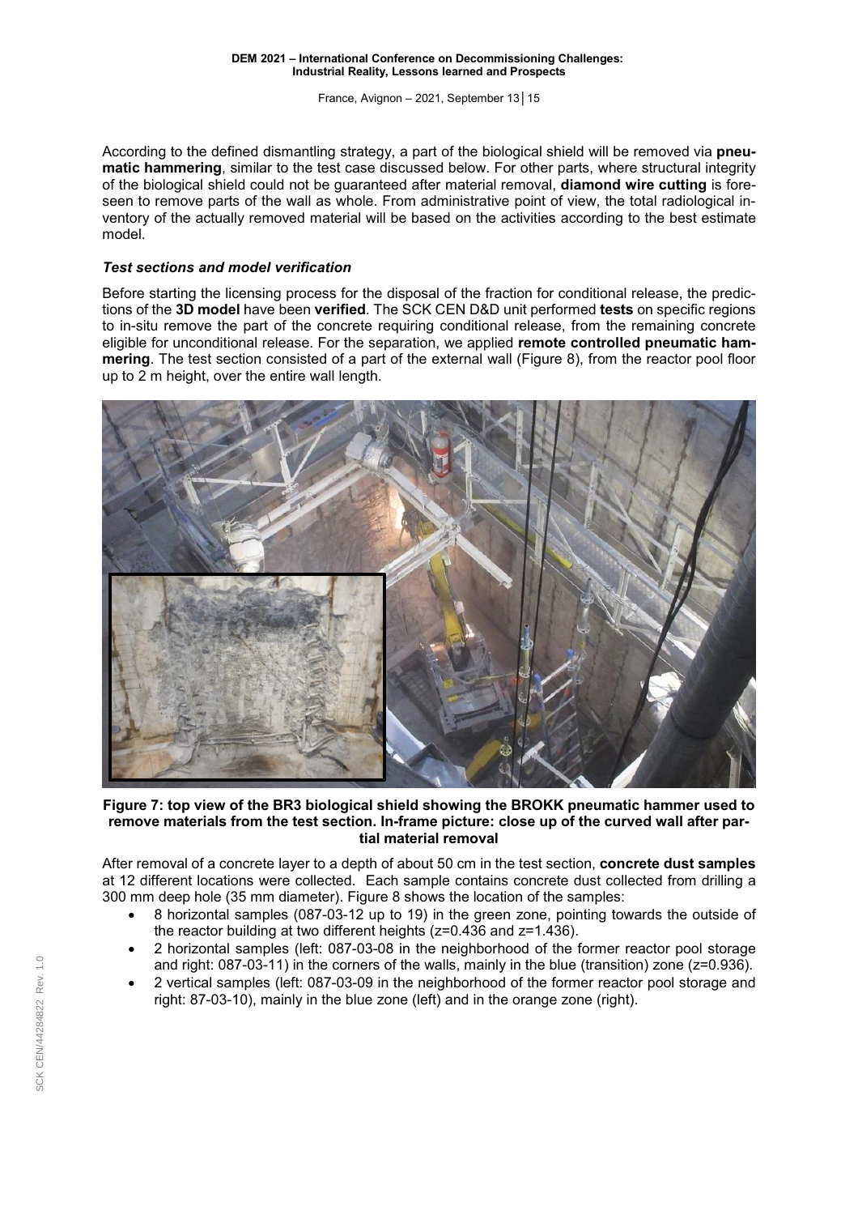According to the defined dismantling strategy, a part of the biological shield will be removed via **pneumatic hammering**, similar to the test case discussed below. For other parts, where structural integrity of the biological shield could not be guaranteed after material removal, **diamond wire cutting** is foreseen to remove parts of the wall as whole. From administrative point of view, the total radiological inventory of the actually removed material will be based on the activities according to the best estimate model.

### *Test sections and model verification*

Before starting the licensing process for the disposal of the fraction for conditional release, the predictions of the **3D model** have been **verified**. The SCK CEN D&D unit performed **tests** on specific regions to in-situ remove the part of the concrete requiring conditional release, from the remaining concrete eligible for unconditional release. For the separation, we applied **remote controlled pneumatic hammering**. The test section consisted of a part of the external wall (Figure 8), from the reactor pool floor up to 2 m height, over the entire wall length.

**Figure 7: top view of the BR3 biological shield showing the BROKK pneumatic hammer used to remove materials from the test section. In-frame picture: close up of the curved wall after partial material removal**

After removal of a concrete layer to a depth of about 50 cm in the test section, **concrete dust samples** at 12 different locations were collected. Each sample contains concrete dust collected from drilling a 300 mm deep hole (35 mm diameter). Figure 8 shows the location of the samples:

- 8 horizontal samples (087-03-12 up to 19) in the green zone, pointing towards the outside of the reactor building at two different heights (z=0.436 and z=1.436).
- 2 horizontal samples (left: 087-03-08 in the neighborhood of the former reactor pool storage and right: 087-03-11) in the corners of the walls, mainly in the blue (transition) zone (z=0.936).
- 2 vertical samples (left: 087-03-09 in the neighborhood of the former reactor pool storage and right: 87-03-10), mainly in the blue zone (left) and in the orange zone (right).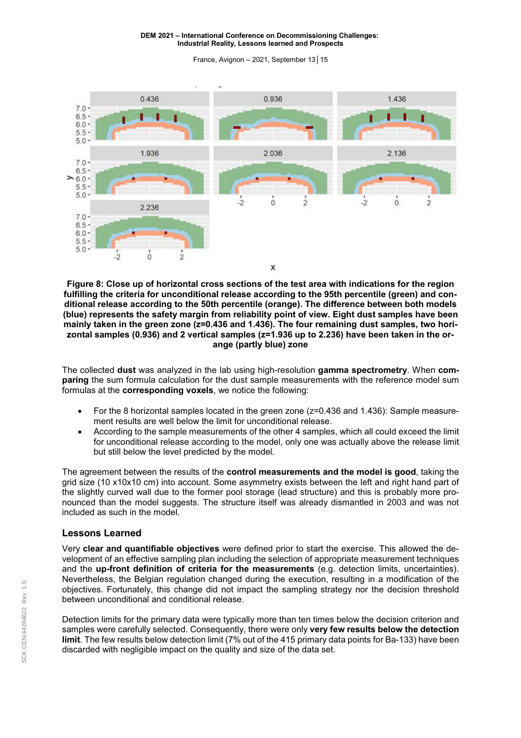Figure 8: Close up of horizontal cross sections of the test area with indications for the region fulfilling the criteria for unconditional release according to the 95th percentile (green) and conditional release according to the 50th percentile (orange). The difference between both models (blue) represents the safety margin from reliability point of view. Eight dust samples have been mainly taken in the green zone (z=0.436 and 1.436). The four remaining dust samples, two horizontal samples (0.936) and 2 vertical samples (z=1.936 up to 2.236) have been taken in the orange (partly blue) zone

The collected **dust** was analyzed in the lab using high-resolution **gamma spectrometry**. When **comparing** the sum formula calculation for the dust sample measurements with the reference model sum formulas at the **corresponding voxels**, we notice the following:

- For the 8 horizontal samples located in the green zone (z=0.436 and 1.436): Sample measurement results are well below the limit for unconditional release.
- According to the sample measurements of the other 4 samples, which all could exceed the limit for unconditional release according to the model, only one was actually above the release limit but still below the level predicted by the model.

The agreement between the results of the **control measurements and the model is good**, taking the grid size (10 x10x10 cm) into account. Some asymmetry exists between the left and right hand part of the slightly curved wall due to the former pool storage (lead structure) and this is probably more pronounced than the model suggests. The structure itself was already dismantled in 2003 and was not included as such in the model.

## Lessons Learned

Very **clear and quantifiable objectives** were defined prior to start the exercise. This allowed the development of an effective sampling plan including the selection of appropriate measurement techniques and the **up-front definition of criteria for the measurements** (e.g. detection limits, uncertainties). Nevertheless, the Belgian regulation changed during the execution, resulting in a modification of the objectives. Fortunately, this change did not impact the sampling strategy nor the decision threshold between unconditional and conditional release.

Detection limits for the primary data were typically more than ten times below the decision criterion and samples were carefully selected. Consequently, there were only **very few results below the detection limit**. The few results below detection limit (7% out of the 415 primary data points for Ba-133) have been discarded with negligible impact on the quality and size of the data set.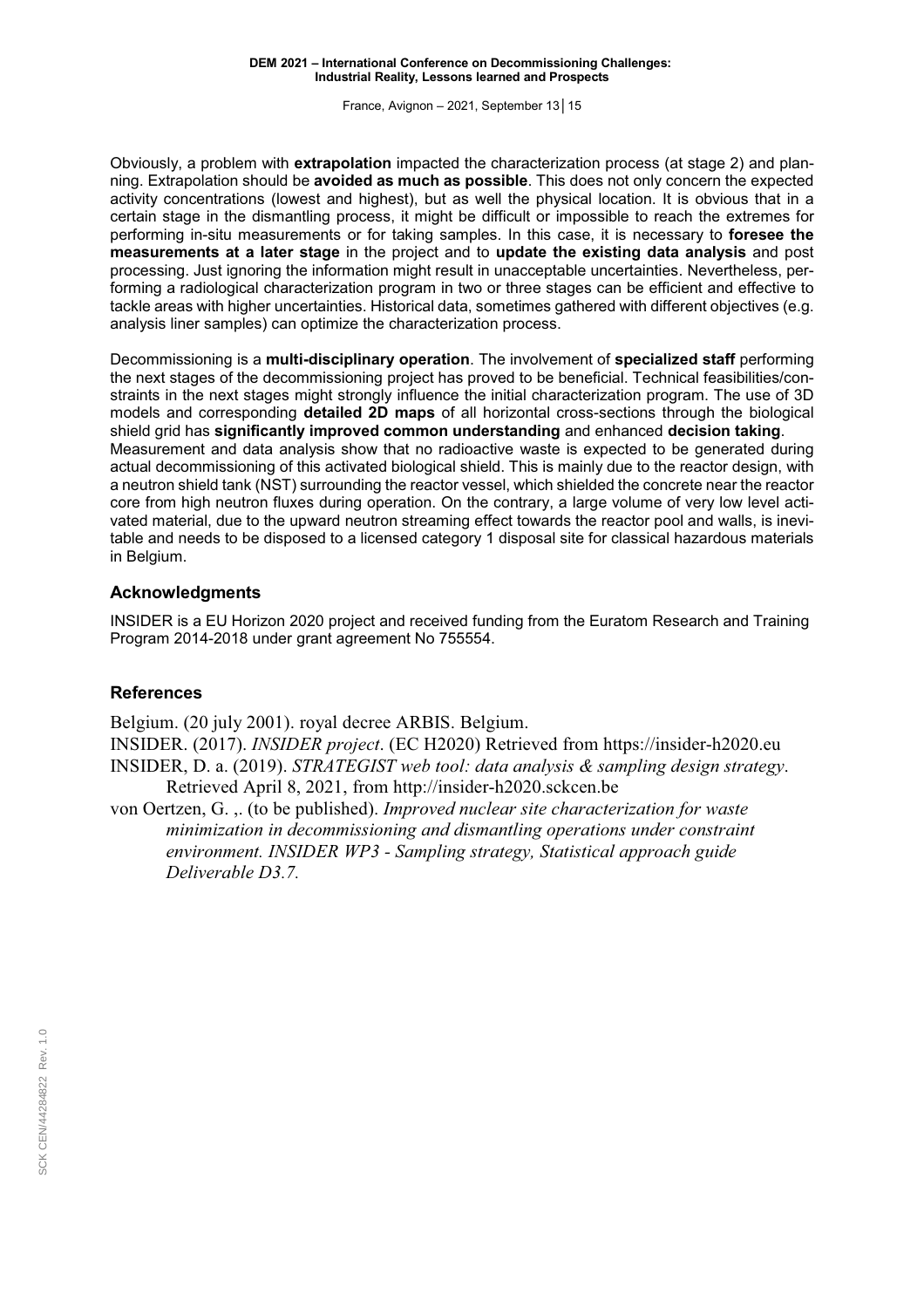Obviously, a problem with **extrapolation** impacted the characterization process (at stage 2) and planning. Extrapolation should be **avoided as much as possible**. This does not only concern the expected activity concentrations (lowest and highest), but as well the physical location. It is obvious that in a certain stage in the dismantling process, it might be difficult or impossible to reach the extremes for performing in-situ measurements or for taking samples. In this case, it is necessary to **foresee the measurements at a later stage** in the project and to **update the existing data analysis** and post processing. Just ignoring the information might result in unacceptable uncertainties. Nevertheless, performing a radiological characterization program in two or three stages can be efficient and effective to tackle areas with higher uncertainties. Historical data, sometimes gathered with different objectives (e.g. analysis liner samples) can optimize the characterization process.

Decommissioning is a **multi-disciplinary operation**. The involvement of **specialized staff** performing the next stages of the decommissioning project has proved to be beneficial. Technical feasibilities/constraints in the next stages might strongly influence the initial characterization program. The use of 3D models and corresponding **detailed 2D maps** of all horizontal cross-sections through the biological shield grid has **significantly improved common understanding** and enhanced **decision taking**.
Measurement and data analysis show that no radioactive waste is expected to be generated during actual decommissioning of this activated biological shield. This is mainly due to the reactor design, with a neutron shield tank (NST) surrounding the reactor vessel, which shielded the concrete near the reactor core from high neutron fluxes during operation. On the contrary, a large volume of very low level activated material, due to the upward neutron streaming effect towards the reactor pool and walls, is inevitable and needs to be disposed to a licensed category 1 disposal site for classical hazardous materials in Belgium.

## Acknowledgments

INSIDER is a EU Horizon 2020 project and received funding from the Euratom Research and Training Program 2014-2018 under grant agreement No 755554.

## References

Belgium. (20 july 2001). royal decree ARBIS. Belgium.

INSIDER. (2017). *INSIDER project*. (EC H2020) Retrieved from https://insider-h2020.eu

INSIDER, D. a. (2019). *STRATEGIST web tool: data analysis & sampling design strategy*. Retrieved April 8, 2021, from http://insider-h2020.sckcen.be

von Oertzen, G. ,. (to be published). *Improved nuclear site characterization for waste minimization in decommissioning and dismantling operations under constraint environment. INSIDER WP3 - Sampling strategy, Statistical approach guide Deliverable D3.7.*